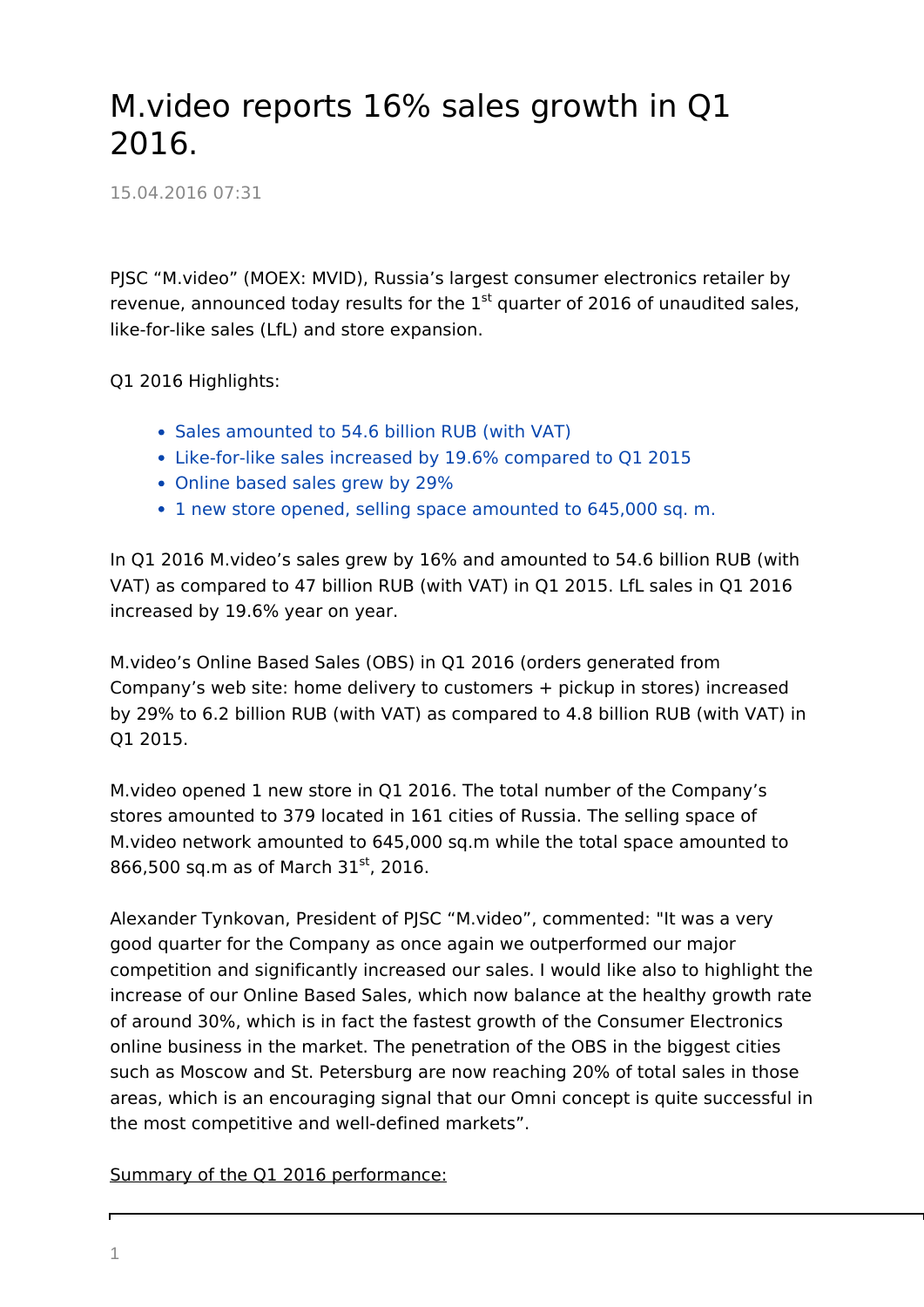# M.video reports 16% sales growth in Q1 2016.

15.04.2016 07:31

PJSC "M.video" (MOEX: MVID), Russia's largest consumer electronics retailer by revenue, announced today results for the 1st quarter of 2016 of unaudited sales, like-for-like sales (LfL) and store expansion.

Q1 2016 Highlights:

- Sales amounted to 54.6 billion RUB (with VAT)
- Like-for-like sales increased by 19.6% compared to Q1 2015
- Online based sales grew by 29%
- 1 new store opened, selling space amounted to 645,000 sq. m.

In Q1 2016 M.video's sales grew by 16% and amounted to 54.6 billion RUB (with VAT) as compared to 47 billion RUB (with VAT) in Q1 2015. LfL sales in Q1 2016 increased by 19.6% year on year.

M.video's Online Based Sales (OBS) in Q1 2016 (orders generated from Company's web site: home delivery to customers + pickup in stores) increased by 29% to 6.2 billion RUB (with VAT) as compared to 4.8 billion RUB (with VAT) in Q1 2015.

M.video opened 1 new store in Q1 2016. The total number of the Company's stores amounted to 379 located in 161 cities of Russia. The selling space of M.video network amounted to 645,000 sq.m while the total space amounted to 866,500 sq.m as of March 31st, 2016.

Alexander Tynkovan, President of PJSC "M.video", commented: "It was a very good quarter for the Company as once again we outperformed our major competition and significantly increased our sales. I would like also to highlight the increase of our Online Based Sales, which now balance at the healthy growth rate of around 30%, which is in fact the fastest growth of the Consumer Electronics online business in the market. The penetration of the OBS in the biggest cities such as Moscow and St. Petersburg are now reaching 20% of total sales in those areas, which is an encouraging signal that our Omni concept is quite successful in the most competitive and well-defined markets".

Summary of the Q1 2016 performance: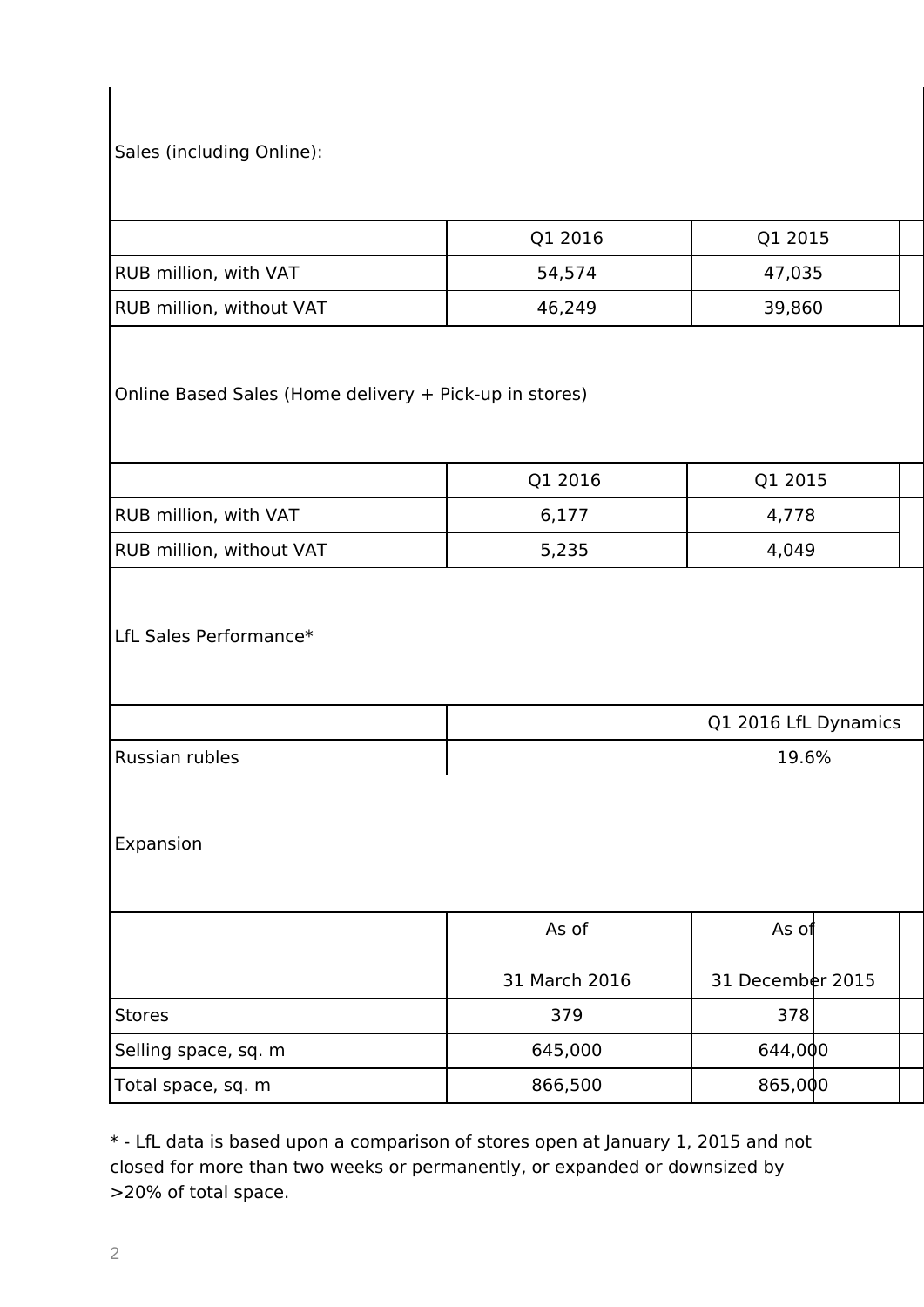Sales (including Online):

| | Q1 2016 | Q1 2015 |
|---|---|---|
| RUB million, with VAT | 54,574 | 47,035 |
| RUB million, without VAT | 46,249 | 39,860 |

Online Based Sales (Home delivery + Pick-up in stores)

| | Q1 2016 | Q1 2015 |
|---|---|---|
| RUB million, with VAT | 6,177 | 4,778 |
| RUB million, without VAT | 5,235 | 4,049 |

LfL Sales Performance*

| | Q1 2016 LfL Dynamics |
|---|---|
| Russian rubles | 19.6% |

Expansion

| | As of 31 March 2016 | As of 31 December 2015 |
|---|---|---|
| Stores | 379 | 378 |
| Selling space, sq. m | 645,000 | 644,000 |
| Total space, sq. m | 866,500 | 865,000 |

* - LfL data is based upon a comparison of stores open at January 1, 2015 and not closed for more than two weeks or permanently, or expanded or downsized by >20% of total space.